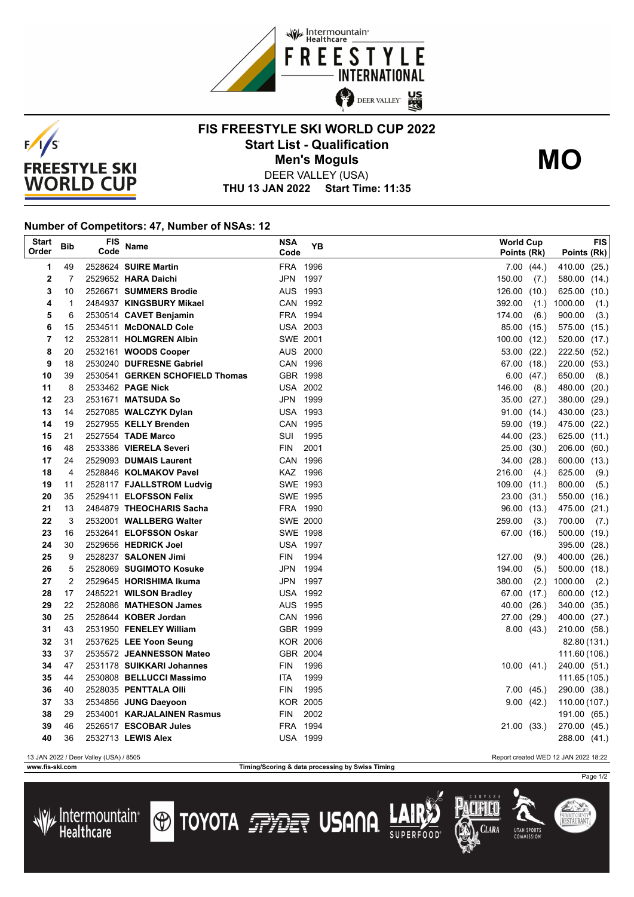# FIS FREESTYLE SKI WORLD CUP 2022

## Start List - Qualification

## Men's Moguls

**MO**

DEER VALLEY (USA)

**THU 13 JAN 2022 Start Time: 11:35**

### Number of Competitors: 47, Number of NSAs: 12

| Start Order | Bib | FIS Code | Name | NSA Code | YB | World Cup Points (Rk) | FIS Points (Rk) |
|---|---|---|---|---|---|---|---|
| 1 | 49 | 2528624 | **SUIRE Martin** | FRA | 1996 | 7.00 (44.) | 410.00 (25.) |
| 2 | 7 | 2529652 | **HARA Daichi** | JPN | 1997 | 150.00 (7.) | 580.00 (14.) |
| 3 | 10 | 2526671 | **SUMMERS Brodie** | AUS | 1993 | 126.00 (10.) | 625.00 (10.) |
| 4 | 1 | 2484937 | **KINGSBURY Mikael** | CAN | 1992 | 392.00 (1.) | 1000.00 (1.) |
| 5 | 6 | 2530514 | **CAVET Benjamin** | FRA | 1994 | 174.00 (6.) | 900.00 (3.) |
| 6 | 15 | 2534511 | **McDONALD Cole** | USA | 2003 | 85.00 (15.) | 575.00 (15.) |
| 7 | 12 | 2532811 | **HOLMGREN Albin** | SWE | 2001 | 100.00 (12.) | 520.00 (17.) |
| 8 | 20 | 2532161 | **WOODS Cooper** | AUS | 2000 | 53.00 (22.) | 222.50 (52.) |
| 9 | 18 | 2530240 | **DUFRESNE Gabriel** | CAN | 1996 | 67.00 (18.) | 220.00 (53.) |
| 10 | 39 | 2530541 | **GERKEN SCHOFIELD Thomas** | GBR | 1998 | 6.00 (47.) | 650.00 (8.) |
| 11 | 8 | 2533462 | **PAGE Nick** | USA | 2002 | 146.00 (8.) | 480.00 (20.) |
| 12 | 23 | 2531671 | **MATSUDA So** | JPN | 1999 | 35.00 (27.) | 380.00 (29.) |
| 13 | 14 | 2527085 | **WALCZYK Dylan** | USA | 1993 | 91.00 (14.) | 430.00 (23.) |
| 14 | 19 | 2527955 | **KELLY Brenden** | CAN | 1995 | 59.00 (19.) | 475.00 (22.) |
| 15 | 21 | 2527554 | **TADE Marco** | SUI | 1995 | 44.00 (23.) | 625.00 (11.) |
| 16 | 48 | 2533386 | **VIERELA Severi** | FIN | 2001 | 25.00 (30.) | 206.00 (60.) |
| 17 | 24 | 2529093 | **DUMAIS Laurent** | CAN | 1996 | 34.00 (28.) | 600.00 (13.) |
| 18 | 4 | 2528846 | **KOLMAKOV Pavel** | KAZ | 1996 | 216.00 (4.) | 625.00 (9.) |
| 19 | 11 | 2528117 | **FJALLSTROM Ludvig** | SWE | 1993 | 109.00 (11.) | 800.00 (5.) |
| 20 | 35 | 2529411 | **ELOFSSON Felix** | SWE | 1995 | 23.00 (31.) | 550.00 (16.) |
| 21 | 13 | 2484879 | **THEOCHARIS Sacha** | FRA | 1990 | 96.00 (13.) | 475.00 (21.) |
| 22 | 3 | 2532001 | **WALLBERG Walter** | SWE | 2000 | 259.00 (3.) | 700.00 (7.) |
| 23 | 16 | 2532641 | **ELOFSSON Oskar** | SWE | 1998 | 67.00 (16.) | 500.00 (19.) |
| 24 | 30 | 2529656 | **HEDRICK Joel** | USA | 1997 | | 395.00 (28.) |
| 25 | 9 | 2528237 | **SALONEN Jimi** | FIN | 1994 | 127.00 (9.) | 400.00 (26.) |
| 26 | 5 | 2528069 | **SUGIMOTO Kosuke** | JPN | 1994 | 194.00 (5.) | 500.00 (18.) |
| 27 | 2 | 2529645 | **HORISHIMA Ikuma** | JPN | 1997 | 380.00 (2.) | 1000.00 (2.) |
| 28 | 17 | 2485221 | **WILSON Bradley** | USA | 1992 | 67.00 (17.) | 600.00 (12.) |
| 29 | 22 | 2528086 | **MATHESON James** | AUS | 1995 | 40.00 (26.) | 340.00 (35.) |
| 30 | 25 | 2528644 | **KOBER Jordan** | CAN | 1996 | 27.00 (29.) | 400.00 (27.) |
| 31 | 43 | 2531950 | **FENELEY William** | GBR | 1999 | 8.00 (43.) | 210.00 (58.) |
| 32 | 31 | 2537625 | **LEE Yoon Seung** | KOR | 2006 | | 82.80 (131.) |
| 33 | 37 | 2535572 | **JEANNESSON Mateo** | GBR | 2004 | | 111.60 (106.) |
| 34 | 47 | 2531178 | **SUIKKARI Johannes** | FIN | 1996 | 10.00 (41.) | 240.00 (51.) |
| 35 | 44 | 2530808 | **BELLUCCI Massimo** | ITA | 1999 | | 111.65 (105.) |
| 36 | 40 | 2528035 | **PENTTALA Olli** | FIN | 1995 | 7.00 (45.) | 290.00 (38.) |
| 37 | 33 | 2534856 | **JUNG Daeyoon** | KOR | 2005 | 9.00 (42.) | 110.00 (107.) |
| 38 | 29 | 2534001 | **KARJALAINEN Rasmus** | FIN | 2002 | | 191.00 (65.) |
| 39 | 46 | 2526517 | **ESCOBAR Jules** | FRA | 1994 | 21.00 (33.) | 270.00 (45.) |
| 40 | 36 | 2532713 | **LEWIS Alex** | USA | 1999 | | 288.00 (41.) |

13 JAN 2022 / Deer Valley (USA) / 8505

Report created WED 12 JAN 2022 18:22

www.fis-ski.com

Timing/Scoring & data processing by Swiss Timing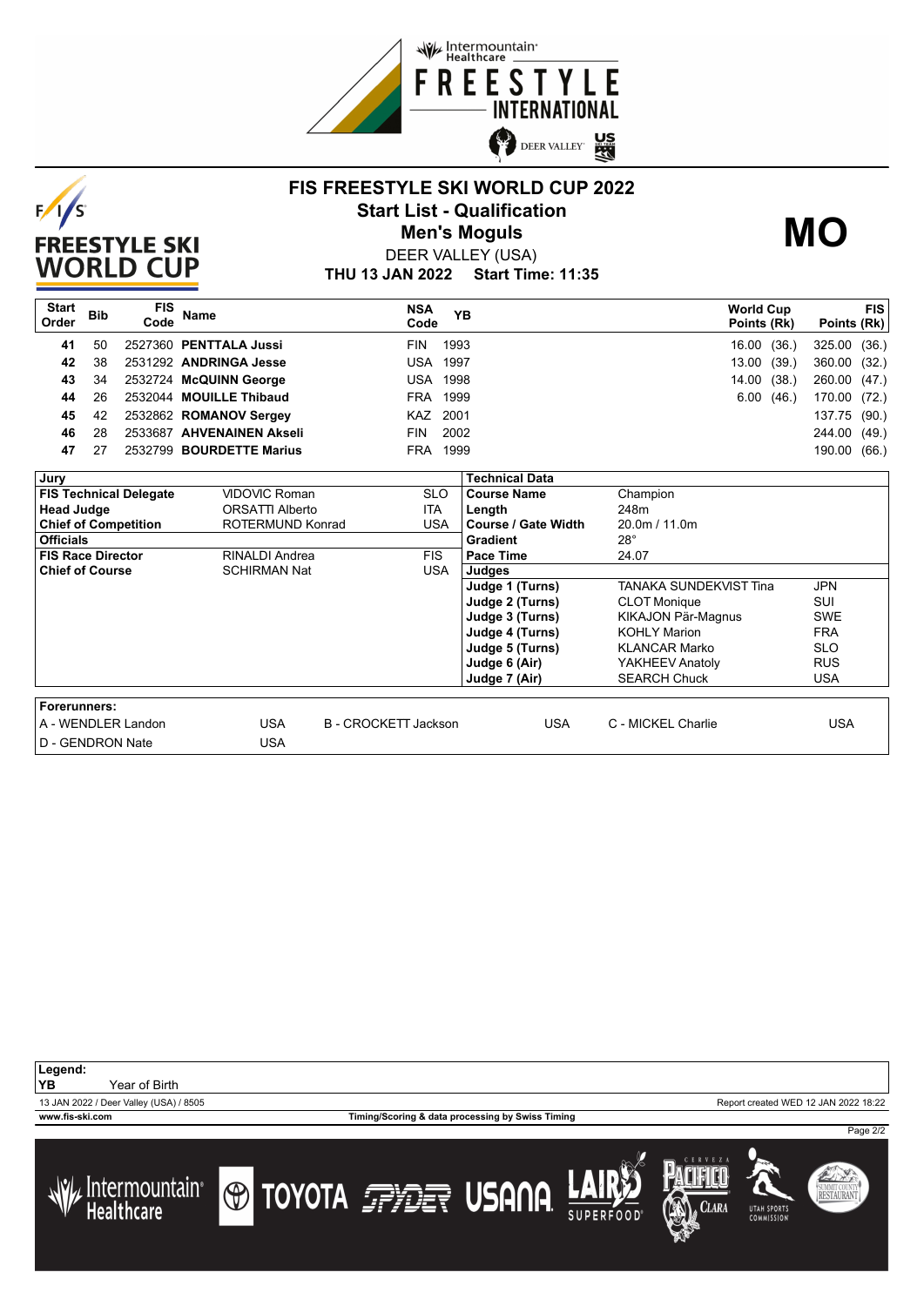# FIS FREESTYLE SKI WORLD CUP 2022

## Start List - Qualification

## Men's Moguls

**MO**

DEER VALLEY (USA)

**THU 13 JAN 2022 Start Time: 11:35**

| Start Order | Bib | FIS Code | Name | NSA Code | YB | World Cup Points (Rk) | FIS Points (Rk) |
|---|---|---|---|---|---|---|---|
| 41 | 50 | 2527360 | **PENTTALA Jussi** | FIN | 1993 | 16.00 (36.) | 325.00 (36.) |
| 42 | 38 | 2531292 | **ANDRINGA Jesse** | USA | 1997 | 13.00 (39.) | 360.00 (32.) |
| 43 | 34 | 2532724 | **McQUINN George** | USA | 1998 | 14.00 (38.) | 260.00 (47.) |
| 44 | 26 | 2532044 | **MOUILLE Thibaud** | FRA | 1999 | 6.00 (46.) | 170.00 (72.) |
| 45 | 42 | 2532862 | **ROMANOV Sergey** | KAZ | 2001 | | 137.75 (90.) |
| 46 | 28 | 2533687 | **AHVENAINEN Akseli** | FIN | 2002 | | 244.00 (49.) |
| 47 | 27 | 2532799 | **BOURDETTE Marius** | FRA | 1999 | | 190.00 (66.) |

| Jury | | |
|---|---|---|
| **FIS Technical Delegate** | VIDOVIC Roman | SLO |
| **Head Judge** | ORSATTI Alberto | ITA |
| **Chief of Competition** | ROTERMUND Konrad | USA |
| **Officials** | | |
| **FIS Race Director** | RINALDI Andrea | FIS |
| **Chief of Course** | SCHIRMAN Nat | USA |

| Technical Data | | |
|---|---|---|
| **Course Name** | Champion | |
| **Length** | 248m | |
| **Course / Gate Width** | 20.0m / 11.0m | |
| **Gradient** | 28° | |
| **Pace Time** | 24.07 | |
| **Judges** | | |
| **Judge 1 (Turns)** | TANAKA SUNDEKVIST Tina | JPN |
| **Judge 2 (Turns)** | CLOT Monique | SUI |
| **Judge 3 (Turns)** | KIKAJON Pär-Magnus | SWE |
| **Judge 4 (Turns)** | KOHLY Marion | FRA |
| **Judge 5 (Turns)** | KLANCAR Marko | SLO |
| **Judge 6 (Air)** | YAKHEEV Anatoly | RUS |
| **Judge 7 (Air)** | SEARCH Chuck | USA |

**Forerunners:**

| | | | | | |
|---|---|---|---|---|---|
| A - WENDLER Landon | USA | B - CROCKETT Jackson | USA | C - MICKEL Charlie | USA |
| D - GENDRON Nate | USA | | | | |

**Legend:**
**YB** Year of Birth

13 JAN 2022 / Deer Valley (USA) / 8505 — Report created WED 12 JAN 2022 18:22

www.fis-ski.com — Timing/Scoring & data processing by Swiss Timing